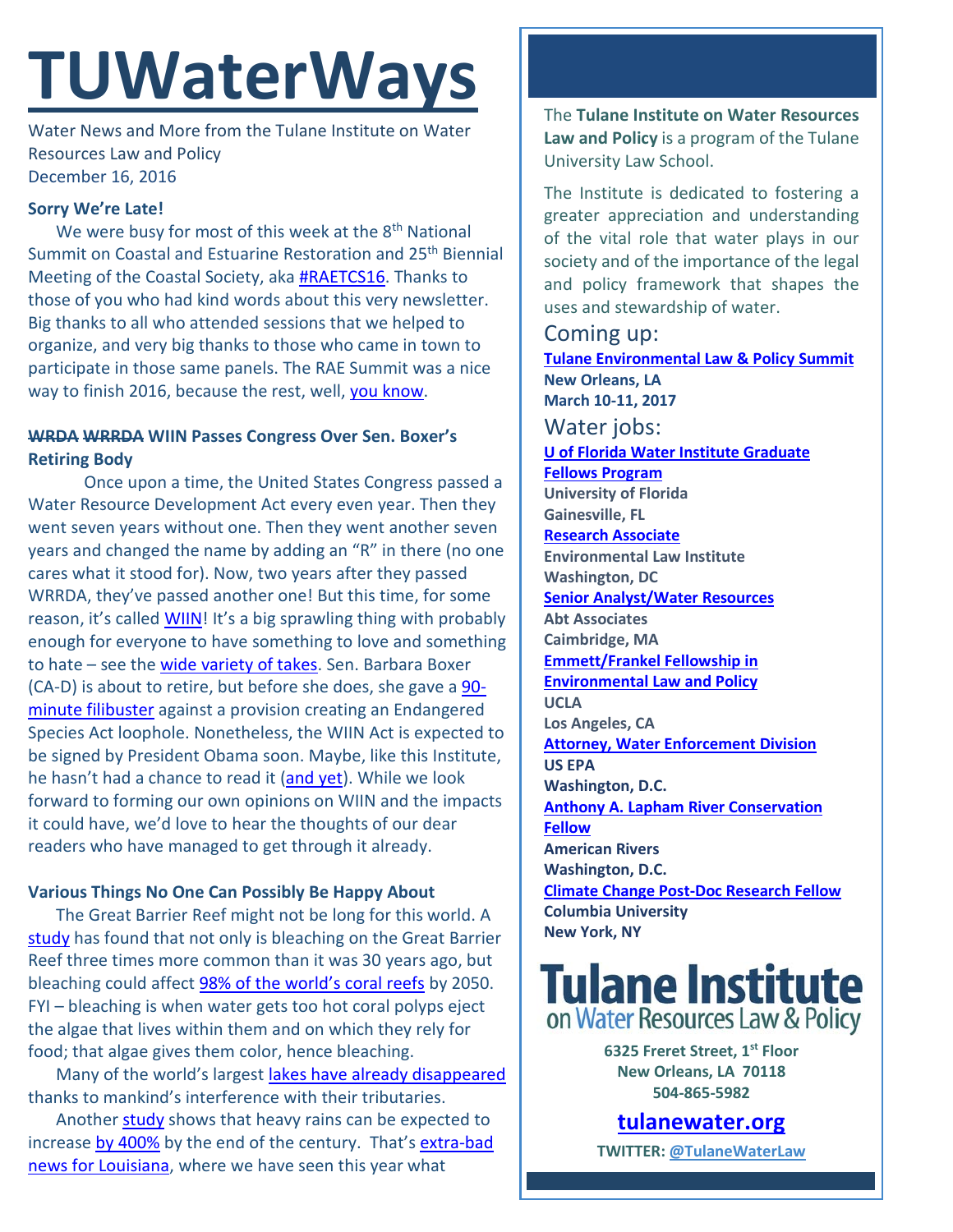# TUWaterWays

Water News and More from the Tulane Institute on Water Resources Law and Policy
December 16, 2016

**Sorry We're Late!**

We were busy for most of this week at the 8th National Summit on Coastal and Estuarine Restoration and 25th Biennial Meeting of the Coastal Society, aka #RAETCS16. Thanks to those of you who had kind words about this very newsletter. Big thanks to all who attended sessions that we helped to organize, and very big thanks to those who came in town to participate in those same panels. The RAE Summit was a nice way to finish 2016, because the rest, well, you know.

**~~WRDA~~ ~~WRRDA~~ WIIN Passes Congress Over Sen. Boxer's Retiring Body**

Once upon a time, the United States Congress passed a Water Resource Development Act every even year. Then they went seven years without one. Then they went another seven years and changed the name by adding an "R" in there (no one cares what it stood for). Now, two years after they passed WRRDA, they've passed another one! But this time, for some reason, it's called WIIN! It's a big sprawling thing with probably enough for everyone to have something to love and something to hate – see the wide variety of takes. Sen. Barbara Boxer (CA-D) is about to retire, but before she does, she gave a 90-minute filibuster against a provision creating an Endangered Species Act loophole. Nonetheless, the WIIN Act is expected to be signed by President Obama soon. Maybe, like this Institute, he hasn't had a chance to read it (and yet). While we look forward to forming our own opinions on WIIN and the impacts it could have, we'd love to hear the thoughts of our dear readers who have managed to get through it already.

**Various Things No One Can Possibly Be Happy About**

The Great Barrier Reef might not be long for this world. A study has found that not only is bleaching on the Great Barrier Reef three times more common than it was 30 years ago, but bleaching could affect 98% of the world's coral reefs by 2050. FYI – bleaching is when water gets too hot coral polyps eject the algae that lives within them and on which they rely for food; that algae gives them color, hence bleaching.

Many of the world's largest lakes have already disappeared thanks to mankind's interference with their tributaries.

Another study shows that heavy rains can be expected to increase by 400% by the end of the century. That's extra-bad news for Louisiana, where we have seen this year what

The **Tulane Institute on Water Resources Law and Policy** is a program of the Tulane University Law School.

The Institute is dedicated to fostering a greater appreciation and understanding of the vital role that water plays in our society and of the importance of the legal and policy framework that shapes the uses and stewardship of water.

## Coming up:

**Tulane Environmental Law & Policy Summit**
**New Orleans, LA**
**March 10-11, 2017**

## Water jobs:

**U of Florida Water Institute Graduate Fellows Program**
**University of Florida**
**Gainesville, FL**

**Research Associate**
**Environmental Law Institute**
**Washington, DC**

**Senior Analyst/Water Resources**
**Abt Associates**
**Caimbridge, MA**

**Emmett/Frankel Fellowship in Environmental Law and Policy**
**UCLA**
**Los Angeles, CA**

**Attorney, Water Enforcement Division**
**US EPA**
**Washington, D.C.**

**Anthony A. Lapham River Conservation Fellow**
**American Rivers**
**Washington, D.C.**

**Climate Change Post-Doc Research Fellow**
**Columbia University**
**New York, NY**

**Tulane Institute on Water Resources Law & Policy**

**6325 Freret Street, 1st Floor**
**New Orleans, LA 70118**
**504-865-5982**

**tulanewater.org**

**TWITTER: @TulaneWaterLaw**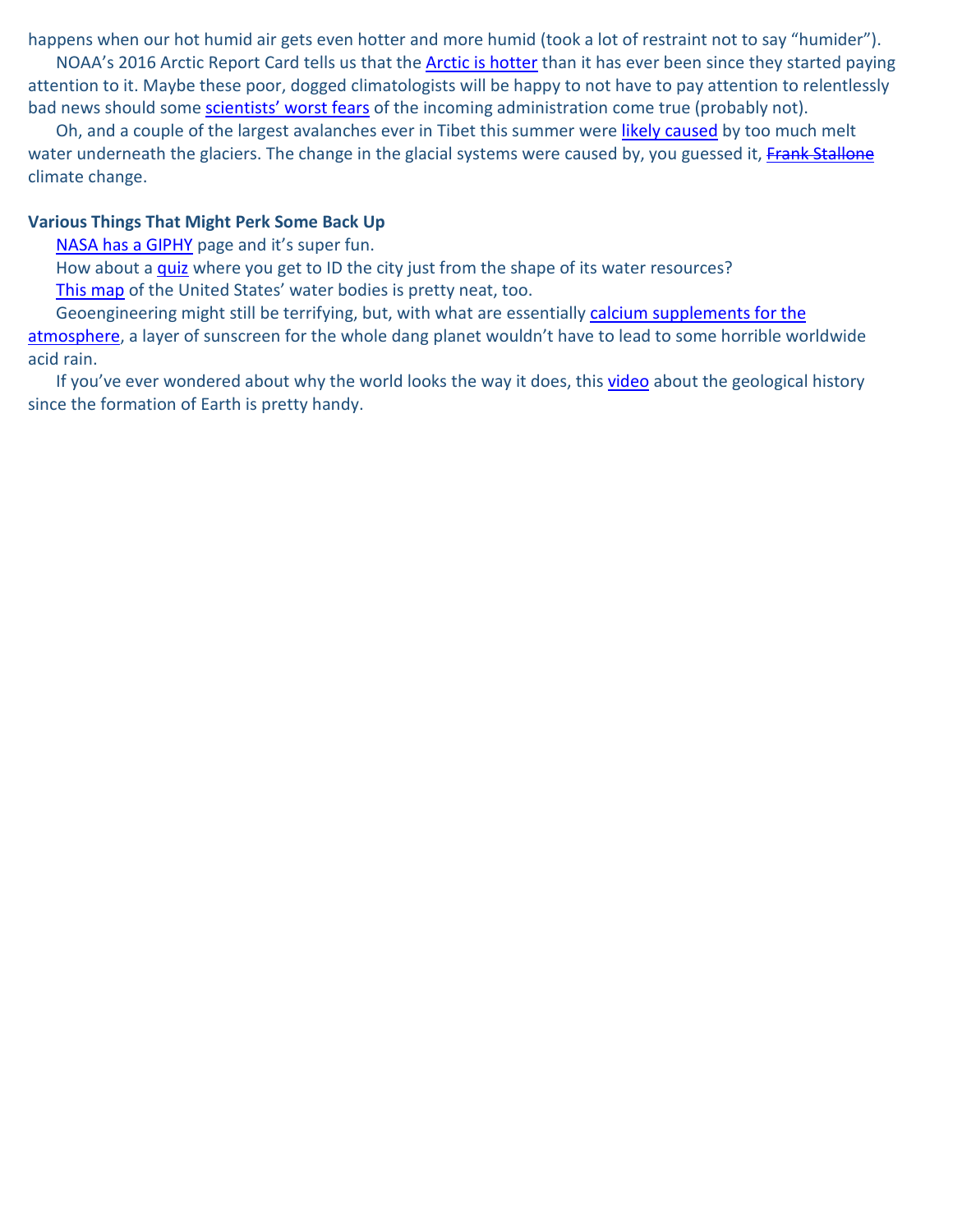happens when our hot humid air gets even hotter and more humid (took a lot of restraint not to say "humider").

NOAA's 2016 Arctic Report Card tells us that the Arctic is hotter than it has ever been since they started paying attention to it. Maybe these poor, dogged climatologists will be happy to not have to pay attention to relentlessly bad news should some scientists' worst fears of the incoming administration come true (probably not).

Oh, and a couple of the largest avalanches ever in Tibet this summer were likely caused by too much melt water underneath the glaciers. The change in the glacial systems were caused by, you guessed it, ~~Frank Stallone~~ climate change.

**Various Things That Might Perk Some Back Up**

NASA has a GIPHY page and it's super fun.

How about a quiz where you get to ID the city just from the shape of its water resources?

This map of the United States' water bodies is pretty neat, too.

Geoengineering might still be terrifying, but, with what are essentially calcium supplements for the atmosphere, a layer of sunscreen for the whole dang planet wouldn't have to lead to some horrible worldwide acid rain.

If you've ever wondered about why the world looks the way it does, this video about the geological history since the formation of Earth is pretty handy.